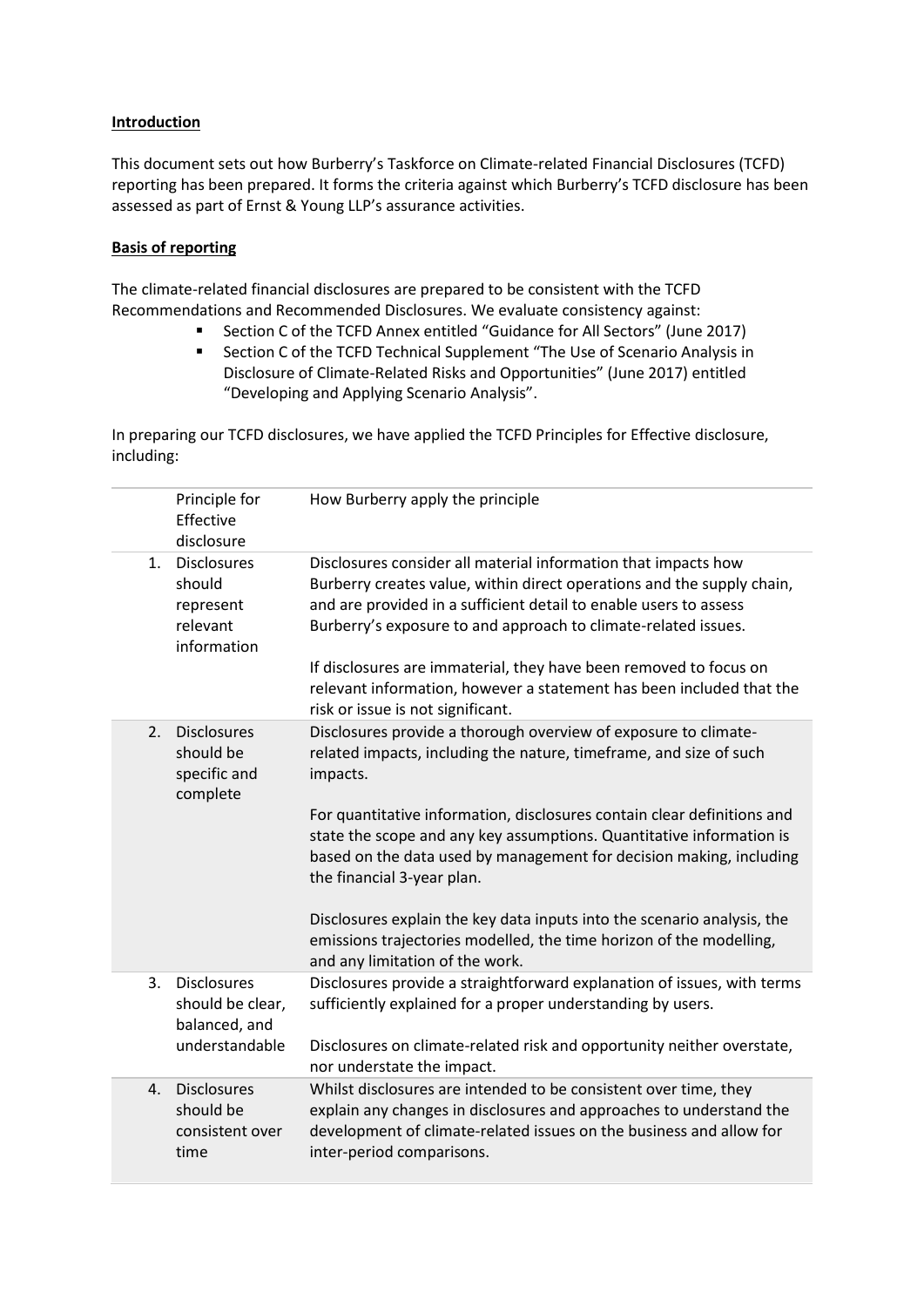**Introduction**

This document sets out how Burberry's Taskforce on Climate-related Financial Disclosures (TCFD) reporting has been prepared. It forms the criteria against which Burberry's TCFD disclosure has been assessed as part of Ernst & Young LLP's assurance activities.

**Basis of reporting**

The climate-related financial disclosures are prepared to be consistent with the TCFD Recommendations and Recommended Disclosures. We evaluate consistency against:

- Section C of the TCFD Annex entitled "Guidance for All Sectors" (June 2017)
- Section C of the TCFD Technical Supplement "The Use of Scenario Analysis in Disclosure of Climate-Related Risks and Opportunities" (June 2017) entitled "Developing and Applying Scenario Analysis".

In preparing our TCFD disclosures, we have applied the TCFD Principles for Effective disclosure, including:

| | Principle for Effective disclosure | How Burberry apply the principle |
|---|---|---|
| 1. | Disclosures should represent relevant information | Disclosures consider all material information that impacts how Burberry creates value, within direct operations and the supply chain, and are provided in a sufficient detail to enable users to assess Burberry's exposure to and approach to climate-related issues.<br><br>If disclosures are immaterial, they have been removed to focus on relevant information, however a statement has been included that the risk or issue is not significant. |
| 2. | Disclosures should be specific and complete | Disclosures provide a thorough overview of exposure to climate-related impacts, including the nature, timeframe, and size of such impacts.<br><br>For quantitative information, disclosures contain clear definitions and state the scope and any key assumptions. Quantitative information is based on the data used by management for decision making, including the financial 3-year plan.<br><br>Disclosures explain the key data inputs into the scenario analysis, the emissions trajectories modelled, the time horizon of the modelling, and any limitation of the work. |
| 3. | Disclosures should be clear, balanced, and understandable | Disclosures provide a straightforward explanation of issues, with terms sufficiently explained for a proper understanding by users.<br><br>Disclosures on climate-related risk and opportunity neither overstate, nor understate the impact. |
| 4. | Disclosures should be consistent over time | Whilst disclosures are intended to be consistent over time, they explain any changes in disclosures and approaches to understand the development of climate-related issues on the business and allow for inter-period comparisons. |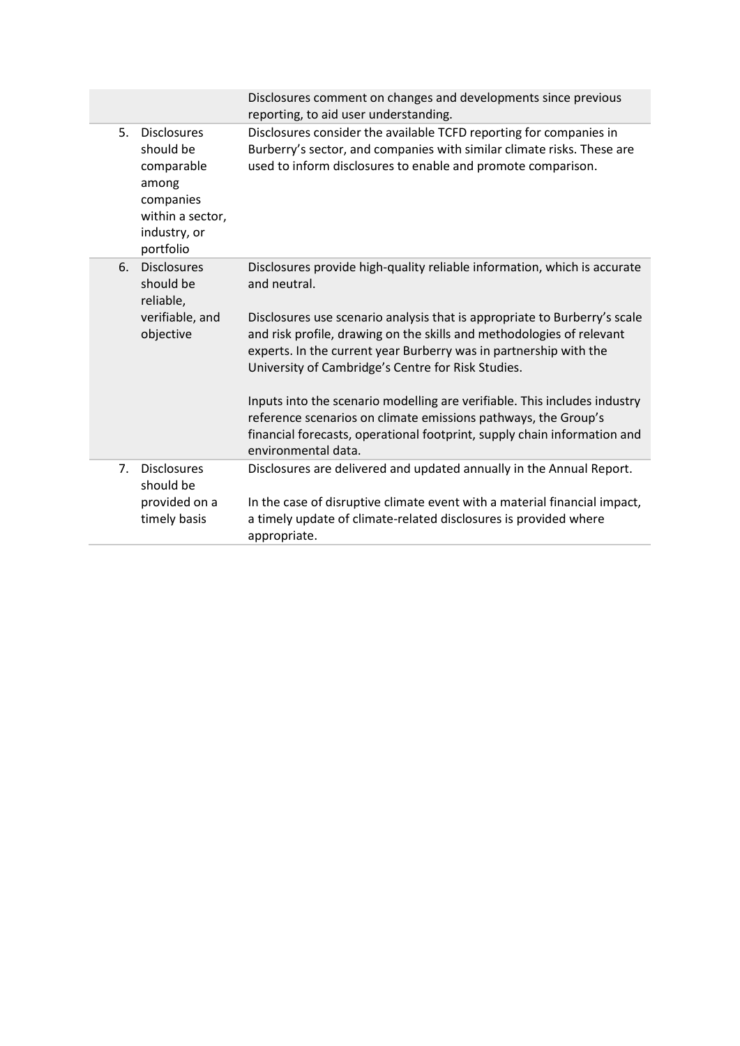| | |
|---|---|
| | Disclosures comment on changes and developments since previous reporting, to aid user understanding. |
| 5. Disclosures should be comparable among companies within a sector, industry, or portfolio | Disclosures consider the available TCFD reporting for companies in Burberry's sector, and companies with similar climate risks. These are used to inform disclosures to enable and promote comparison. |
| 6. Disclosures should be reliable, verifiable, and objective | Disclosures provide high-quality reliable information, which is accurate and neutral.<br><br>Disclosures use scenario analysis that is appropriate to Burberry's scale and risk profile, drawing on the skills and methodologies of relevant experts. In the current year Burberry was in partnership with the University of Cambridge's Centre for Risk Studies.<br><br>Inputs into the scenario modelling are verifiable. This includes industry reference scenarios on climate emissions pathways, the Group's financial forecasts, operational footprint, supply chain information and environmental data. |
| 7. Disclosures should be provided on a timely basis | Disclosures are delivered and updated annually in the Annual Report.<br><br>In the case of disruptive climate event with a material financial impact, a timely update of climate-related disclosures is provided where appropriate. |